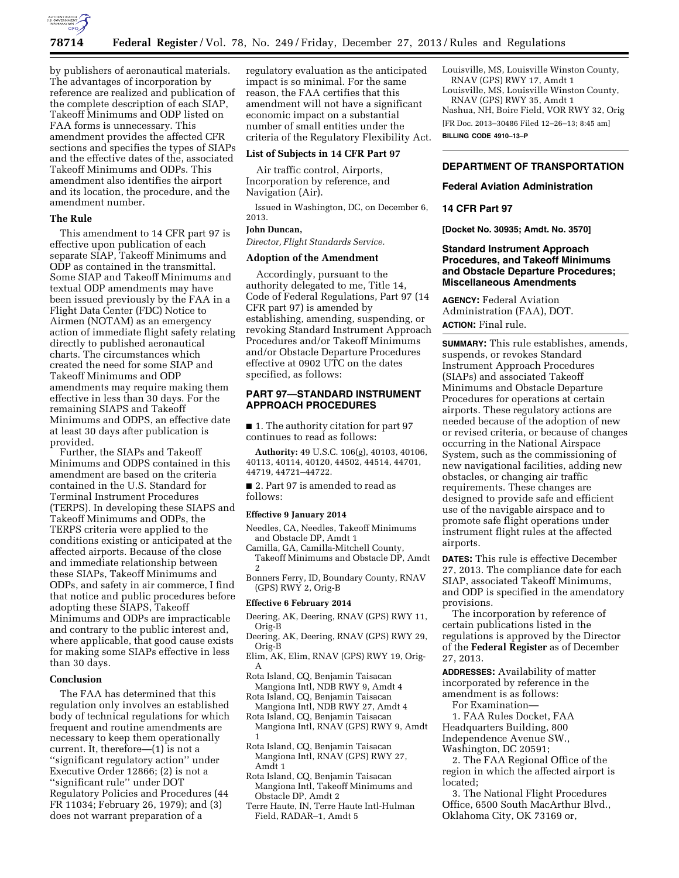by publishers of aeronautical materials. The advantages of incorporation by reference are realized and publication of the complete description of each SIAP, Takeoff Minimums and ODP listed on FAA forms is unnecessary. This amendment provides the affected CFR sections and specifies the types of SIAPs and the effective dates of the, associated Takeoff Minimums and ODPs. This amendment also identifies the airport and its location, the procedure, and the amendment number.

### The Rule

This amendment to 14 CFR part 97 is effective upon publication of each separate SIAP, Takeoff Minimums and ODP as contained in the transmittal. Some SIAP and Takeoff Minimums and textual ODP amendments may have been issued previously by the FAA in a Flight Data Center (FDC) Notice to Airmen (NOTAM) as an emergency action of immediate flight safety relating directly to published aeronautical charts. The circumstances which created the need for some SIAP and Takeoff Minimums and ODP amendments may require making them effective in less than 30 days. For the remaining SIAPS and Takeoff Minimums and ODPS, an effective date at least 30 days after publication is provided.

Further, the SIAPs and Takeoff Minimums and ODPS contained in this amendment are based on the criteria contained in the U.S. Standard for Terminal Instrument Procedures (TERPS). In developing these SIAPS and Takeoff Minimums and ODPs, the TERPS criteria were applied to the conditions existing or anticipated at the affected airports. Because of the close and immediate relationship between these SIAPs, Takeoff Minimums and ODPs, and safety in air commerce, I find that notice and public procedures before adopting these SIAPS, Takeoff Minimums and ODPs are impracticable and contrary to the public interest and, where applicable, that good cause exists for making some SIAPs effective in less than 30 days.

### Conclusion

The FAA has determined that this regulation only involves an established body of technical regulations for which frequent and routine amendments are necessary to keep them operationally current. It, therefore—(1) is not a ''significant regulatory action'' under Executive Order 12866; (2) is not a ''significant rule'' under DOT Regulatory Policies and Procedures (44 FR 11034; February 26, 1979); and (3) does not warrant preparation of a regulatory evaluation as the anticipated impact is so minimal. For the same reason, the FAA certifies that this amendment will not have a significant economic impact on a substantial number of small entities under the criteria of the Regulatory Flexibility Act.

### List of Subjects in 14 CFR Part 97

Air traffic control, Airports, Incorporation by reference, and Navigation (Air).

Issued in Washington, DC, on December 6, 2013.

**John Duncan,**

*Director, Flight Standards Service.*

### Adoption of the Amendment

Accordingly, pursuant to the authority delegated to me, Title 14, Code of Federal Regulations, Part 97 (14 CFR part 97) is amended by establishing, amending, suspending, or revoking Standard Instrument Approach Procedures and/or Takeoff Minimums and/or Obstacle Departure Procedures effective at 0902 UTC on the dates specified, as follows:

## PART 97—STANDARD INSTRUMENT APPROACH PROCEDURES

■ 1. The authority citation for part 97 continues to read as follows:

**Authority:** 49 U.S.C. 106(g), 40103, 40106, 40113, 40114, 40120, 44502, 44514, 44701, 44719, 44721–44722.

■ 2. Part 97 is amended to read as follows:

**Effective 9 January 2014**

Needles, CA, Needles, Takeoff Minimums and Obstacle DP, Amdt 1
Camilla, GA, Camilla-Mitchell County, Takeoff Minimums and Obstacle DP, Amdt 2
Bonners Ferry, ID, Boundary County, RNAV (GPS) RWY 2, Orig-B

**Effective 6 February 2014**

Deering, AK, Deering, RNAV (GPS) RWY 11, Orig-B
Deering, AK, Deering, RNAV (GPS) RWY 29, Orig-B
Elim, AK, Elim, RNAV (GPS) RWY 19, Orig-A
Rota Island, CQ, Benjamin Taisacan Mangiona Intl, NDB RWY 9, Amdt 4
Rota Island, CQ, Benjamin Taisacan Mangiona Intl, NDB RWY 27, Amdt 4
Rota Island, CQ, Benjamin Taisacan Mangiona Intl, RNAV (GPS) RWY 9, Amdt 1
Rota Island, CQ, Benjamin Taisacan Mangiona Intl, RNAV (GPS) RWY 27, Amdt 1
Rota Island, CQ, Benjamin Taisacan Mangiona Intl, Takeoff Minimums and Obstacle DP, Amdt 2
Terre Haute, IN, Terre Haute Intl-Hulman Field, RADAR–1, Amdt 5
Louisville, MS, Louisville Winston County, RNAV (GPS) RWY 17, Amdt 1
Louisville, MS, Louisville Winston County, RNAV (GPS) RWY 35, Amdt 1
Nashua, NH, Boire Field, VOR RWY 32, Orig

[FR Doc. 2013–30486 Filed 12–26–13; 8:45 am]

**BILLING CODE 4910–13–P**

---

**DEPARTMENT OF TRANSPORTATION**

**Federal Aviation Administration**

**14 CFR Part 97**

**[Docket No. 30935; Amdt. No. 3570]**

## Standard Instrument Approach Procedures, and Takeoff Minimums and Obstacle Departure Procedures; Miscellaneous Amendments

**AGENCY:** Federal Aviation Administration (FAA), DOT.

**ACTION:** Final rule.

**SUMMARY:** This rule establishes, amends, suspends, or revokes Standard Instrument Approach Procedures (SIAPs) and associated Takeoff Minimums and Obstacle Departure Procedures for operations at certain airports. These regulatory actions are needed because of the adoption of new or revised criteria, or because of changes occurring in the National Airspace System, such as the commissioning of new navigational facilities, adding new obstacles, or changing air traffic requirements. These changes are designed to provide safe and efficient use of the navigable airspace and to promote safe flight operations under instrument flight rules at the affected airports.

**DATES:** This rule is effective December 27, 2013. The compliance date for each SIAP, associated Takeoff Minimums, and ODP is specified in the amendatory provisions.

The incorporation by reference of certain publications listed in the regulations is approved by the Director of the **Federal Register** as of December 27, 2013.

**ADDRESSES:** Availability of matter incorporated by reference in the amendment is as follows:

For Examination—

1. FAA Rules Docket, FAA Headquarters Building, 800 Independence Avenue SW., Washington, DC 20591;

2. The FAA Regional Office of the region in which the affected airport is located;

3. The National Flight Procedures Office, 6500 South MacArthur Blvd., Oklahoma City, OK 73169 or,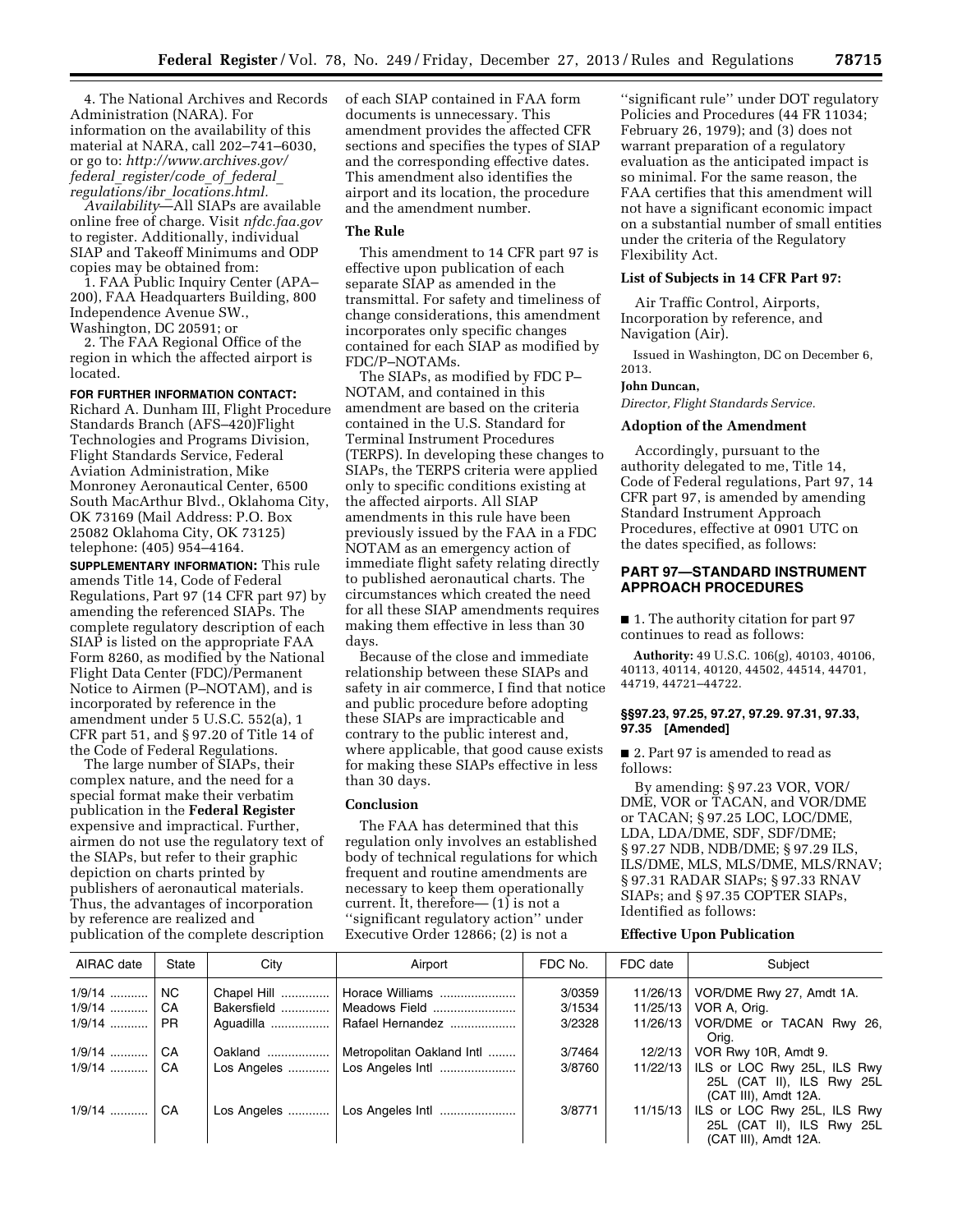4. The National Archives and Records Administration (NARA). For information on the availability of this material at NARA, call 202–741–6030, or go to: *http://www.archives.gov/federal_register/code_of_federal_regulations/ibr_locations.html.*

*Availability*—All SIAPs are available online free of charge. Visit *nfdc.faa.gov* to register. Additionally, individual SIAP and Takeoff Minimums and ODP copies may be obtained from:

1. FAA Public Inquiry Center (APA–200), FAA Headquarters Building, 800 Independence Avenue SW., Washington, DC 20591; or

2. The FAA Regional Office of the region in which the affected airport is located.

**FOR FURTHER INFORMATION CONTACT:** Richard A. Dunham III, Flight Procedure Standards Branch (AFS–420)Flight Technologies and Programs Division, Flight Standards Service, Federal Aviation Administration, Mike Monroney Aeronautical Center, 6500 South MacArthur Blvd., Oklahoma City, OK 73169 (Mail Address: P.O. Box 25082 Oklahoma City, OK 73125) telephone: (405) 954–4164.

**SUPPLEMENTARY INFORMATION:** This rule amends Title 14, Code of Federal Regulations, Part 97 (14 CFR part 97) by amending the referenced SIAPs. The complete regulatory description of each SIAP is listed on the appropriate FAA Form 8260, as modified by the National Flight Data Center (FDC)/Permanent Notice to Airmen (P–NOTAM), and is incorporated by reference in the amendment under 5 U.S.C. 552(a), 1 CFR part 51, and § 97.20 of Title 14 of the Code of Federal Regulations.

The large number of SIAPs, their complex nature, and the need for a special format make their verbatim publication in the **Federal Register** expensive and impractical. Further, airmen do not use the regulatory text of the SIAPs, but refer to their graphic depiction on charts printed by publishers of aeronautical materials. Thus, the advantages of incorporation by reference are realized and publication of the complete description of each SIAP contained in FAA form documents is unnecessary. This amendment provides the affected CFR sections and specifies the types of SIAP and the corresponding effective dates. This amendment also identifies the airport and its location, the procedure and the amendment number.

### The Rule

This amendment to 14 CFR part 97 is effective upon publication of each separate SIAP as amended in the transmittal. For safety and timeliness of change considerations, this amendment incorporates only specific changes contained for each SIAP as modified by FDC/P–NOTAMs.

The SIAPs, as modified by FDC P–NOTAM, and contained in this amendment are based on the criteria contained in the U.S. Standard for Terminal Instrument Procedures (TERPS). In developing these changes to SIAPs, the TERPS criteria were applied only to specific conditions existing at the affected airports. All SIAP amendments in this rule have been previously issued by the FAA in a FDC NOTAM as an emergency action of immediate flight safety relating directly to published aeronautical charts. The circumstances which created the need for all these SIAP amendments requires making them effective in less than 30 days.

Because of the close and immediate relationship between these SIAPs and safety in air commerce, I find that notice and public procedure before adopting these SIAPs are impracticable and contrary to the public interest and, where applicable, that good cause exists for making these SIAPs effective in less than 30 days.

### Conclusion

The FAA has determined that this regulation only involves an established body of technical regulations for which frequent and routine amendments are necessary to keep them operationally current. It, therefore— (1) is not a ''significant regulatory action'' under Executive Order 12866; (2) is not a ''significant rule'' under DOT regulatory Policies and Procedures (44 FR 11034; February 26, 1979); and (3) does not warrant preparation of a regulatory evaluation as the anticipated impact is so minimal. For the same reason, the FAA certifies that this amendment will not have a significant economic impact on a substantial number of small entities under the criteria of the Regulatory Flexibility Act.

### List of Subjects in 14 CFR Part 97:

Air Traffic Control, Airports, Incorporation by reference, and Navigation (Air).

Issued in Washington, DC on December 6, 2013.

**John Duncan,**

*Director, Flight Standards Service.*

### Adoption of the Amendment

Accordingly, pursuant to the authority delegated to me, Title 14, Code of Federal regulations, Part 97, 14 CFR part 97, is amended by amending Standard Instrument Approach Procedures, effective at 0901 UTC on the dates specified, as follows:

## PART 97—STANDARD INSTRUMENT APPROACH PROCEDURES

■ 1. The authority citation for part 97 continues to read as follows:

**Authority:** 49 U.S.C. 106(g), 40103, 40106, 40113, 40114, 40120, 44502, 44514, 44701, 44719, 44721–44722.

#### §§97.23, 97.25, 97.27, 97.29. 97.31, 97.33, 97.35 [Amended]

■ 2. Part 97 is amended to read as follows:

By amending: § 97.23 VOR, VOR/DME, VOR or TACAN, and VOR/DME or TACAN; § 97.25 LOC, LOC/DME, LDA, LDA/DME, SDF, SDF/DME; § 97.27 NDB, NDB/DME; § 97.29 ILS, ILS/DME, MLS, MLS/DME, MLS/RNAV; § 97.31 RADAR SIAPs; § 97.33 RNAV SIAPs; and § 97.35 COPTER SIAPs, Identified as follows:

**Effective Upon Publication**

| AIRAC date | State | City | Airport | FDC No. | FDC date | Subject |
|---|---|---|---|---|---|---|
| 1/9/14 | NC | Chapel Hill | Horace Williams | 3/0359 | 11/26/13 | VOR/DME Rwy 27, Amdt 1A. |
| 1/9/14 | CA | Bakersfield | Meadows Field | 3/1534 | 11/25/13 | VOR A, Orig. |
| 1/9/14 | PR | Aguadilla | Rafael Hernandez | 3/2328 | 11/26/13 | VOR/DME or TACAN Rwy 26, Orig. |
| 1/9/14 | CA | Oakland | Metropolitan Oakland Intl | 3/7464 | 12/2/13 | VOR Rwy 10R, Amdt 9. |
| 1/9/14 | CA | Los Angeles | Los Angeles Intl | 3/8760 | 11/22/13 | ILS or LOC Rwy 25L, ILS Rwy 25L (CAT II), ILS Rwy 25L (CAT III), Amdt 12A. |
| 1/9/14 | CA | Los Angeles | Los Angeles Intl | 3/8771 | 11/15/13 | ILS or LOC Rwy 25L, ILS Rwy 25L (CAT II), ILS Rwy 25L (CAT III), Amdt 12A. |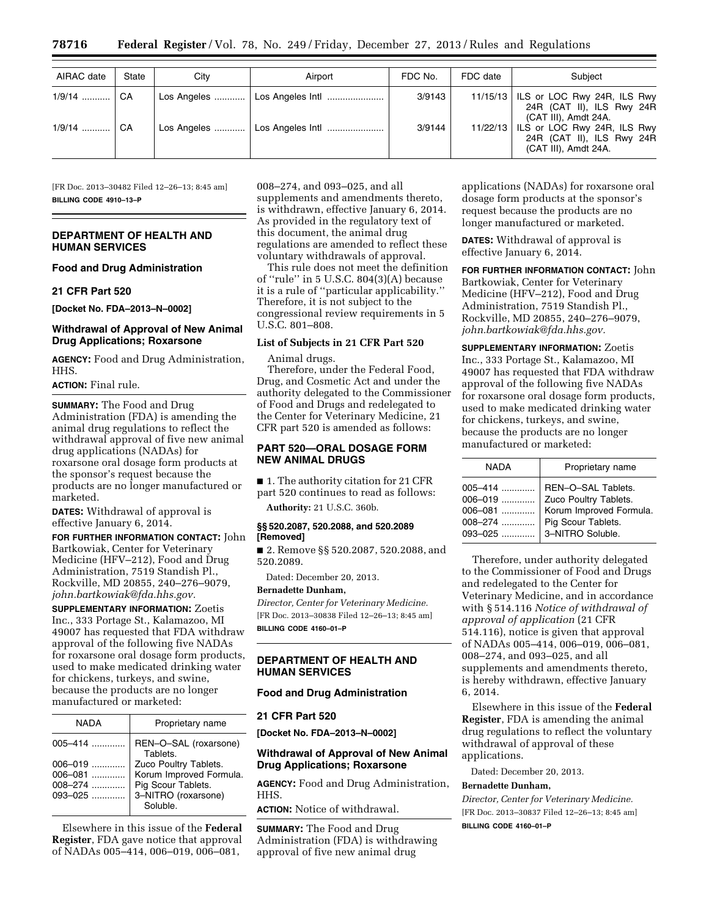| AIRAC date | State | City | Airport | FDC No. | FDC date | Subject |
|---|---|---|---|---|---|---|
| 1/9/14 ........... | CA | Los Angeles ............ | Los Angeles Intl ...................... | 3/9143 | 11/15/13 | ILS or LOC Rwy 24R, ILS Rwy 24R (CAT II), ILS Rwy 24R (CAT III), Amdt 24A. |
| 1/9/14 ........... | CA | Los Angeles ............ | Los Angeles Intl ...................... | 3/9144 | 11/22/13 | ILS or LOC Rwy 24R, ILS Rwy 24R (CAT II), ILS Rwy 24R (CAT III), Amdt 24A. |

[FR Doc. 2013–30482 Filed 12–26–13; 8:45 am]

**BILLING CODE 4910–13–P**

## DEPARTMENT OF HEALTH AND HUMAN SERVICES

### Food and Drug Administration

### 21 CFR Part 520

**[Docket No. FDA–2013–N–0002]**

### Withdrawal of Approval of New Animal Drug Applications; Roxarsone

**AGENCY:** Food and Drug Administration, HHS.

**ACTION:** Final rule.

**SUMMARY:** The Food and Drug Administration (FDA) is amending the animal drug regulations to reflect the withdrawal approval of five new animal drug applications (NADAs) for roxarsone oral dosage form products at the sponsor's request because the products are no longer manufactured or marketed.

**DATES:** Withdrawal of approval is effective January 6, 2014.

**FOR FURTHER INFORMATION CONTACT:** John Bartkowiak, Center for Veterinary Medicine (HFV–212), Food and Drug Administration, 7519 Standish Pl., Rockville, MD 20855, 240–276–9079, *john.bartkowiak@fda.hhs.gov.*

**SUPPLEMENTARY INFORMATION:** Zoetis Inc., 333 Portage St., Kalamazoo, MI 49007 has requested that FDA withdraw approval of the following five NADAs for roxarsone oral dosage form products, used to make medicated drinking water for chickens, turkeys, and swine, because the products are no longer manufactured or marketed:

| NADA | Proprietary name |
|---|---|
| 005–414 ............. | REN–O–SAL (roxarsone) Tablets. |
| 006–019 ............. | Zuco Poultry Tablets. |
| 006–081 ............. | Korum Improved Formula. |
| 008–274 ............. | Pig Scour Tablets. |
| 093–025 ............. | 3–NITRO (roxarsone) Soluble. |

Elsewhere in this issue of the **Federal Register**, FDA gave notice that approval of NADAs 005–414, 006–019, 006–081, 008–274, and 093–025, and all supplements and amendments thereto, is withdrawn, effective January 6, 2014. As provided in the regulatory text of this document, the animal drug regulations are amended to reflect these voluntary withdrawals of approval.

This rule does not meet the definition of ''rule'' in 5 U.S.C. 804(3)(A) because it is a rule of ''particular applicability.'' Therefore, it is not subject to the congressional review requirements in 5 U.S.C. 801–808.

#### List of Subjects in 21 CFR Part 520

Animal drugs.

Therefore, under the Federal Food, Drug, and Cosmetic Act and under the authority delegated to the Commissioner of Food and Drugs and redelegated to the Center for Veterinary Medicine, 21 CFR part 520 is amended as follows:

### PART 520—ORAL DOSAGE FORM NEW ANIMAL DRUGS

■ 1. The authority citation for 21 CFR part 520 continues to read as follows:

**Authority:** 21 U.S.C. 360b.

#### §§ 520.2087, 520.2088, and 520.2089 [Removed]

■ 2. Remove §§ 520.2087, 520.2088, and 520.2089.

Dated: December 20, 2013.

**Bernadette Dunham,**

*Director, Center for Veterinary Medicine.*

[FR Doc. 2013–30838 Filed 12–26–13; 8:45 am]

**BILLING CODE 4160–01–P**

## DEPARTMENT OF HEALTH AND HUMAN SERVICES

### Food and Drug Administration

### 21 CFR Part 520

**[Docket No. FDA–2013–N–0002]**

### Withdrawal of Approval of New Animal Drug Applications; Roxarsone

**AGENCY:** Food and Drug Administration, HHS.

**ACTION:** Notice of withdrawal.

**SUMMARY:** The Food and Drug Administration (FDA) is withdrawing approval of five new animal drug applications (NADAs) for roxarsone oral dosage form products at the sponsor's request because the products are no longer manufactured or marketed.

**DATES:** Withdrawal of approval is effective January 6, 2014.

**FOR FURTHER INFORMATION CONTACT:** John Bartkowiak, Center for Veterinary Medicine (HFV–212), Food and Drug Administration, 7519 Standish Pl., Rockville, MD 20855, 240–276–9079, *john.bartkowiak@fda.hhs.gov.*

**SUPPLEMENTARY INFORMATION:** Zoetis Inc., 333 Portage St., Kalamazoo, MI 49007 has requested that FDA withdraw approval of the following five NADAs for roxarsone oral dosage form products, used to make medicated drinking water for chickens, turkeys, and swine, because the products are no longer manufactured or marketed:

| NADA | Proprietary name |
|---|---|
| 005–414 ............. | REN–O–SAL Tablets. |
| 006–019 ............. | Zuco Poultry Tablets. |
| 006–081 ............. | Korum Improved Formula. |
| 008–274 ............. | Pig Scour Tablets. |
| 093–025 ............. | 3–NITRO Soluble. |

Therefore, under authority delegated to the Commissioner of Food and Drugs and redelegated to the Center for Veterinary Medicine, and in accordance with § 514.116 *Notice of withdrawal of approval of application* (21 CFR 514.116), notice is given that approval of NADAs 005–414, 006–019, 006–081, 008–274, and 093–025, and all supplements and amendments thereto, is hereby withdrawn, effective January 6, 2014.

Elsewhere in this issue of the **Federal Register**, FDA is amending the animal drug regulations to reflect the voluntary withdrawal of approval of these applications.

Dated: December 20, 2013.

**Bernadette Dunham,**

*Director, Center for Veterinary Medicine.*

[FR Doc. 2013–30837 Filed 12–26–13; 8:45 am]

**BILLING CODE 4160–01–P**